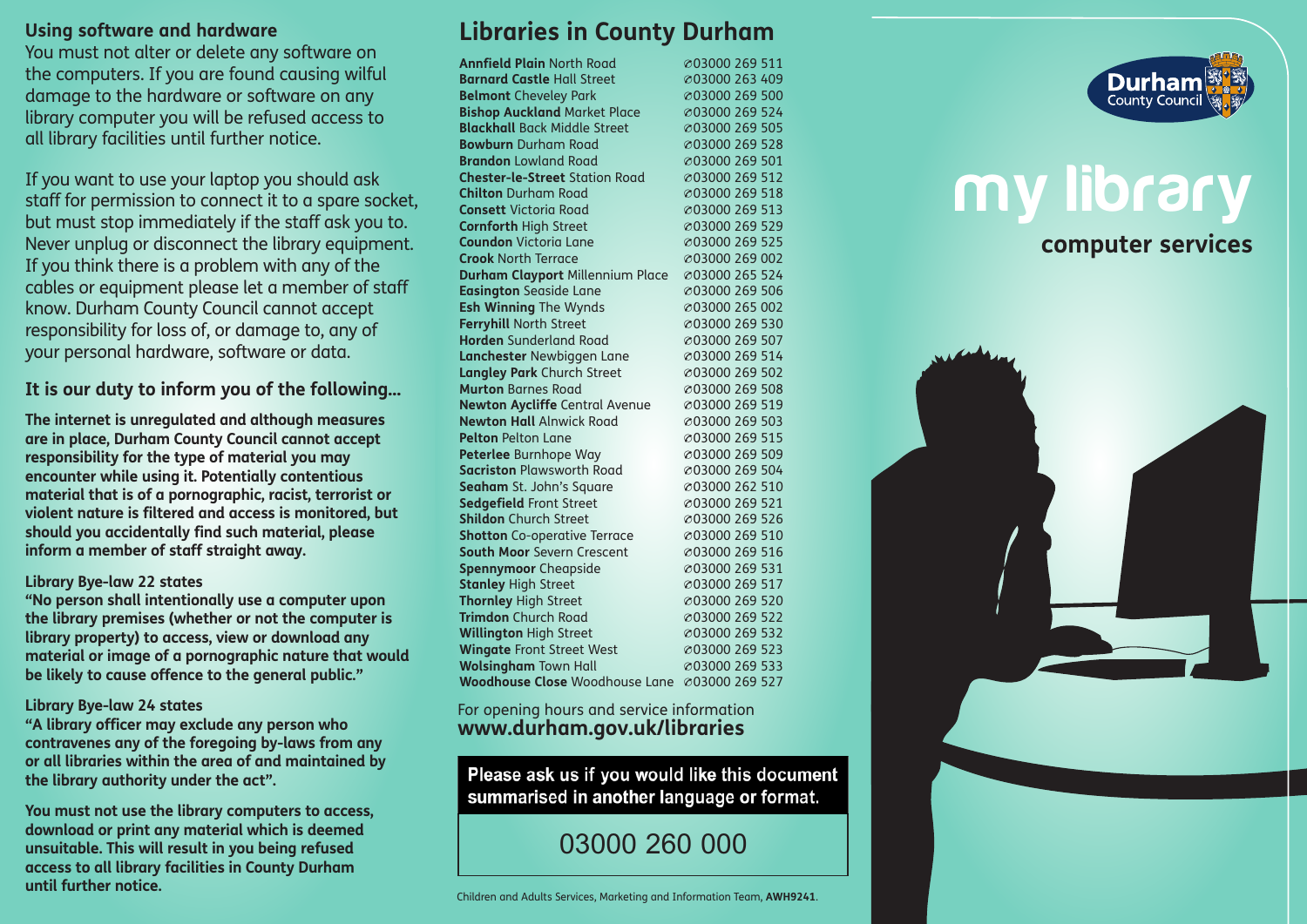## Using software and hardware

You must not alter or delete any software on the computers. If you are found causing wilful damage to the hardware or software on any library computer you will be refused access to all library facilities until further notice.

If you want to use your laptop you should ask staff for permission to connect it to a spare socket, but must stop immediately if the staff ask you to. Never unplug or disconnect the library equipment. If you think there is a problem with any of the cables or equipment please let a member of staff know. Durham County Council cannot accept responsibility for loss of, or damage to, any of your personal hardware, software or data.

### It is our duty to inform you of the following...

**The internet is unregulated and although measures are in place, Durham County Council cannot accept responsibility for the type of material you may encounter while using it. Potentially contentious material that is of a pornographic, racist, terrorist or violent nature is filtered and access is monitored, but should you accidentally find such material, please inform a member of staff straight away.**

**Library Bye-law 22 states**

**"No person shall intentionally use a computer upon the library premises (whether or not the computer is library property) to access, view or download any material or image of a pornographic nature that would be likely to cause offence to the general public."**

**Library Bye-law 24 states**

**"A library officer may exclude any person who contravenes any of the foregoing by-laws from any or all libraries within the area of and maintained by the library authority under the act".**

**You must not use the library computers to access, download or print any material which is deemed unsuitable. This will result in you being refused access to all library facilities in County Durham until further notice.**

## Libraries in County Durham

| Library | Telephone |
|---|---|
| **Annfield Plain** North Road | 03000 269 511 |
| **Barnard Castle** Hall Street | 03000 263 409 |
| **Belmont** Cheveley Park | 03000 269 500 |
| **Bishop Auckland** Market Place | 03000 269 524 |
| **Blackhall** Back Middle Street | 03000 269 505 |
| **Bowburn** Durham Road | 03000 269 528 |
| **Brandon** Lowland Road | 03000 269 501 |
| **Chester-le-Street** Station Road | 03000 269 512 |
| **Chilton** Durham Road | 03000 269 518 |
| **Consett** Victoria Road | 03000 269 513 |
| **Cornforth** High Street | 03000 269 529 |
| **Coundon** Victoria Lane | 03000 269 525 |
| **Crook** North Terrace | 03000 269 002 |
| **Durham Clayport** Millennium Place | 03000 265 524 |
| **Easington** Seaside Lane | 03000 269 506 |
| **Esh Winning** The Wynds | 03000 265 002 |
| **Ferryhill** North Street | 03000 269 530 |
| **Horden** Sunderland Road | 03000 269 507 |
| **Lanchester** Newbiggen Lane | 03000 269 514 |
| **Langley Park** Church Street | 03000 269 502 |
| **Murton** Barnes Road | 03000 269 508 |
| **Newton Aycliffe** Central Avenue | 03000 269 519 |
| **Newton Hall** Alnwick Road | 03000 269 503 |
| **Pelton** Pelton Lane | 03000 269 515 |
| **Peterlee** Burnhope Way | 03000 269 509 |
| **Sacriston** Plawsworth Road | 03000 269 504 |
| **Seaham** St. John's Square | 03000 262 510 |
| **Sedgefield** Front Street | 03000 269 521 |
| **Shildon** Church Street | 03000 269 526 |
| **Shotton** Co-operative Terrace | 03000 269 510 |
| **South Moor** Severn Crescent | 03000 269 516 |
| **Spennymoor** Cheapside | 03000 269 531 |
| **Stanley** High Street | 03000 269 517 |
| **Thornley** High Street | 03000 269 520 |
| **Trimdon** Church Road | 03000 269 522 |
| **Willington** High Street | 03000 269 532 |
| **Wingate** Front Street West | 03000 269 523 |
| **Wolsingham** Town Hall | 03000 269 533 |
| **Woodhouse Close** Woodhouse Lane | 03000 269 527 |

For opening hours and service information
**www.durham.gov.uk/libraries**

**Please ask us if you would like this document summarised in another language or format.**

03000 260 000

Children and Adults Services, Marketing and Information Team, **AWH9241**.

Durham County Council

# my library

## computer services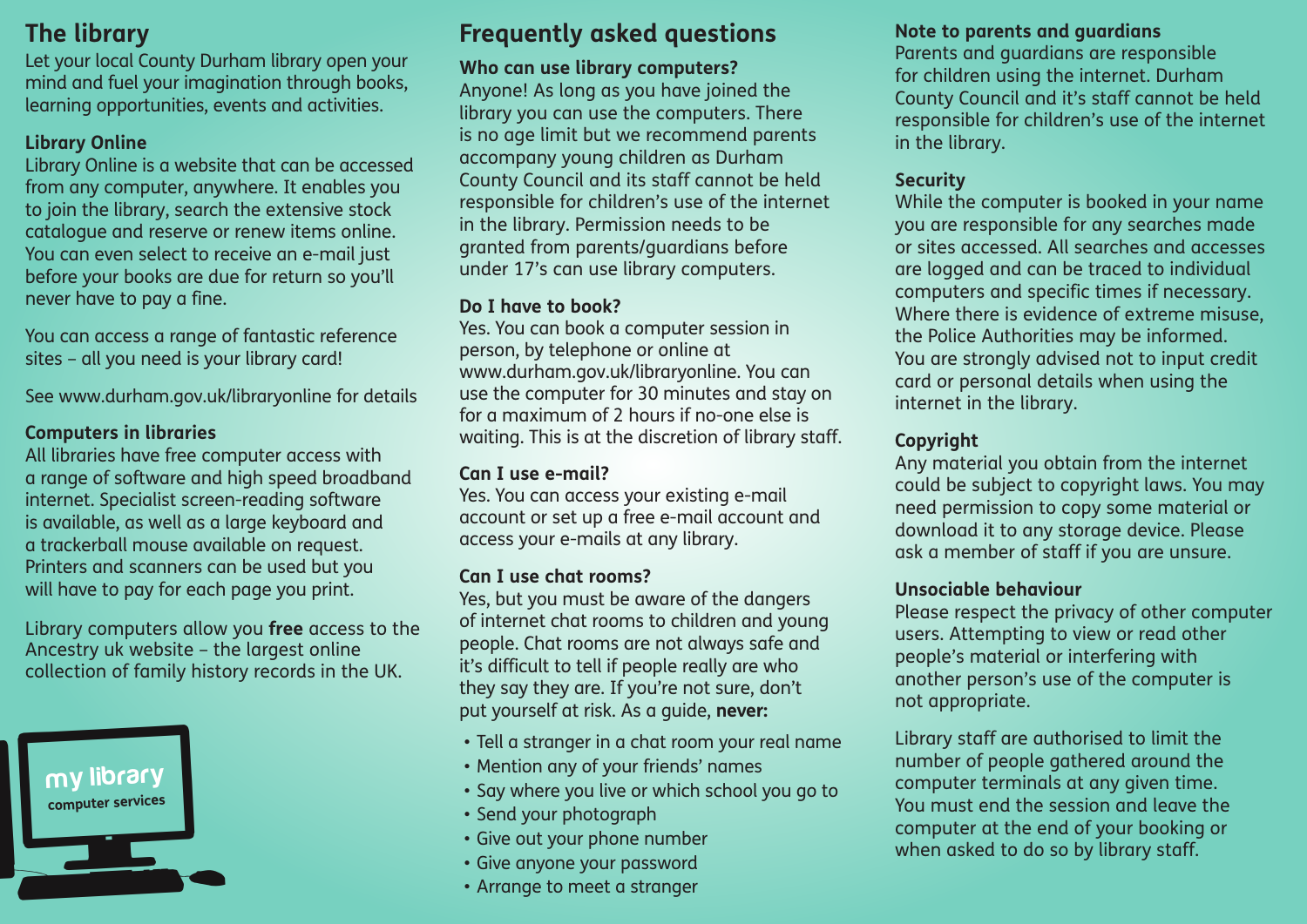## The library

Let your local County Durham library open your mind and fuel your imagination through books, learning opportunities, events and activities.

### Library Online

Library Online is a website that can be accessed from any computer, anywhere. It enables you to join the library, search the extensive stock catalogue and reserve or renew items online. You can even select to receive an e-mail just before your books are due for return so you'll never have to pay a fine.

You can access a range of fantastic reference sites – all you need is your library card!

See www.durham.gov.uk/libraryonline for details

### Computers in libraries

All libraries have free computer access with a range of software and high speed broadband internet. Specialist screen-reading software is available, as well as a large keyboard and a trackerball mouse available on request. Printers and scanners can be used but you will have to pay for each page you print.

Library computers allow you **free** access to the Ancestry uk website – the largest online collection of family history records in the UK.

my library
computer services

## Frequently asked questions

### Who can use library computers?

Anyone! As long as you have joined the library you can use the computers. There is no age limit but we recommend parents accompany young children as Durham County Council and its staff cannot be held responsible for children's use of the internet in the library. Permission needs to be granted from parents/guardians before under 17's can use library computers.

### Do I have to book?

Yes. You can book a computer session in person, by telephone or online at www.durham.gov.uk/libraryonline. You can use the computer for 30 minutes and stay on for a maximum of 2 hours if no-one else is waiting. This is at the discretion of library staff.

### Can I use e-mail?

Yes. You can access your existing e-mail account or set up a free e-mail account and access your e-mails at any library.

### Can I use chat rooms?

Yes, but you must be aware of the dangers of internet chat rooms to children and young people. Chat rooms are not always safe and it's difficult to tell if people really are who they say they are. If you're not sure, don't put yourself at risk. As a guide, **never:**

- Tell a stranger in a chat room your real name
- Mention any of your friends' names
- Say where you live or which school you go to
- Send your photograph
- Give out your phone number
- Give anyone your password
- Arrange to meet a stranger

### Note to parents and guardians

Parents and guardians are responsible for children using the internet. Durham County Council and it's staff cannot be held responsible for children's use of the internet in the library.

### Security

While the computer is booked in your name you are responsible for any searches made or sites accessed. All searches and accesses are logged and can be traced to individual computers and specific times if necessary. Where there is evidence of extreme misuse, the Police Authorities may be informed. You are strongly advised not to input credit card or personal details when using the internet in the library.

### Copyright

Any material you obtain from the internet could be subject to copyright laws. You may need permission to copy some material or download it to any storage device. Please ask a member of staff if you are unsure.

### Unsociable behaviour

Please respect the privacy of other computer users. Attempting to view or read other people's material or interfering with another person's use of the computer is not appropriate.

Library staff are authorised to limit the number of people gathered around the computer terminals at any given time. You must end the session and leave the computer at the end of your booking or when asked to do so by library staff.